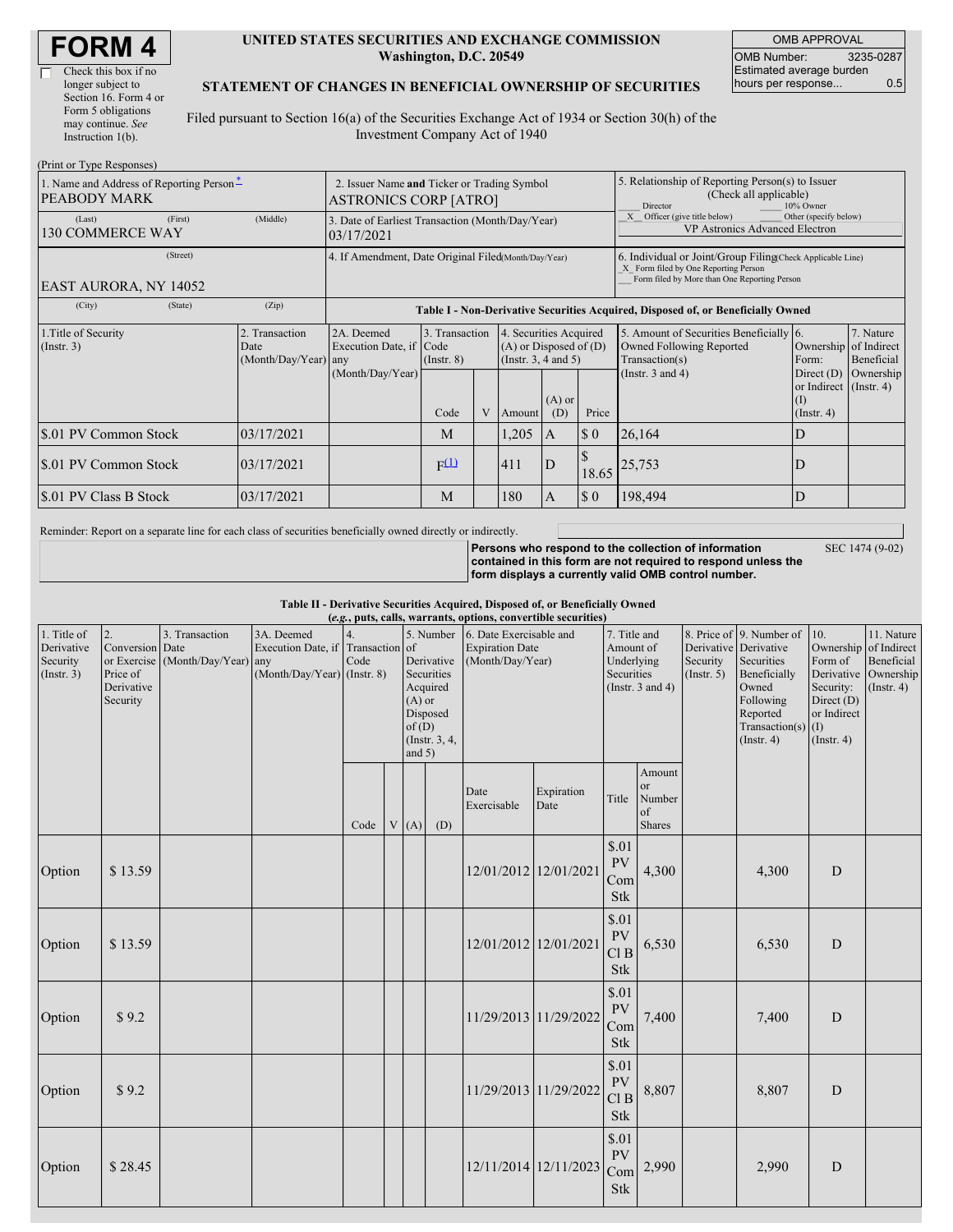# FORM 4

☐ Check this box if no longer subject to Section 16. Form 4 or Form 5 obligations may continue. *See* Instruction 1(b).

**UNITED STATES SECURITIES AND EXCHANGE COMMISSION**
**Washington, D.C. 20549**

**STATEMENT OF CHANGES IN BENEFICIAL OWNERSHIP OF SECURITIES**

Filed pursuant to Section 16(a) of the Securities Exchange Act of 1934 or Section 30(h) of the Investment Company Act of 1940

| OMB APPROVAL | |
|---|---|
| OMB Number: | 3235-0287 |
| Estimated average burden hours per response... | 0.5 |

(Print or Type Responses)

| 1. Name and Address of Reporting Person* | 2. Issuer Name and Ticker or Trading Symbol | 5. Relationship of Reporting Person(s) to Issuer (Check all applicable) |
|---|---|---|
| PEABODY MARK | ASTRONICS CORP [ATRO] | ___ Director ___ 10% Owner |
| (Last) (First) (Middle) 130 COMMERCE WAY | 3. Date of Earliest Transaction (Month/Day/Year) 03/17/2021 | _X_ Officer (give title below) ___ Other (specify below) VP Astronics Advanced Electron |
| (Street) EAST AURORA, NY 14052 | 4. If Amendment, Date Original Filed (Month/Day/Year) | 6. Individual or Joint/Group Filing (Check Applicable Line) _X_ Form filed by One Reporting Person ___ Form filed by More than One Reporting Person |
| (City) (State) (Zip) | | |

**Table I - Non-Derivative Securities Acquired, Disposed of, or Beneficially Owned**

| 1.Title of Security (Instr. 3) | 2. Transaction Date (Month/Day/Year) | 2A. Deemed Execution Date, if any (Month/Day/Year) | 3. Transaction Code (Instr. 8) | | 4. Securities Acquired (A) or Disposed of (D) (Instr. 3, 4 and 5) | | | 5. Amount of Securities Beneficially Owned Following Reported Transaction(s) (Instr. 3 and 4) | 6. Ownership Form: Direct (D) or Indirect (I) (Instr. 4) | 7. Nature of Indirect Beneficial Ownership (Instr. 4) |
|---|---|---|---|---|---|---|---|---|---|---|
| | | | Code | V | Amount | (A) or (D) | Price | | | |
| $.01 PV Common Stock | 03/17/2021 | | M | | 1,205 | A | $ 0 | 26,164 | D | |
| $.01 PV Common Stock | 03/17/2021 | | F[(1)] | | 411 | D | $ 18.65 | 25,753 | D | |
| $.01 PV Class B Stock | 03/17/2021 | | M | | 180 | A | $ 0 | 198,494 | D | |

Reminder: Report on a separate line for each class of securities beneficially owned directly or indirectly.

**Persons who respond to the collection of information contained in this form are not required to respond unless the form displays a currently valid OMB control number.** SEC 1474 (9-02)

**Table II - Derivative Securities Acquired, Disposed of, or Beneficially Owned**
***(e.g., puts, calls, warrants, options, convertible securities)***

| 1. Title of Derivative Security (Instr. 3) | 2. Conversion or Exercise Price of Derivative Security | 3. Transaction Date (Month/Day/Year) | 3A. Deemed Execution Date, if any (Month/Day/Year) | 4. Transaction Code (Instr. 8) | | 5. Number of Derivative Securities Acquired (A) or Disposed of (D) (Instr. 3, 4, and 5) | | 6. Date Exercisable and Expiration Date (Month/Day/Year) | | 7. Title and Amount of Underlying Securities (Instr. 3 and 4) | | 8. Price of Derivative Security (Instr. 5) | 9. Number of Derivative Securities Beneficially Owned Following Reported Transaction(s) (Instr. 4) | 10. Ownership Form of Derivative Security: Direct (D) or Indirect (I) (Instr. 4) | 11. Nature of Indirect Beneficial Ownership (Instr. 4) |
|---|---|---|---|---|---|---|---|---|---|---|---|---|---|---|---|
| | | | | Code | V | (A) | (D) | Date Exercisable | Expiration Date | Title | Amount or Number of Shares | | | | |
| Option | $ 13.59 | | | | | | | 12/01/2012 | 12/01/2021 | $.01 PV Com Stk | 4,300 | | 4,300 | D | |
| Option | $ 13.59 | | | | | | | 12/01/2012 | 12/01/2021 | $.01 PV Cl B Stk | 6,530 | | 6,530 | D | |
| Option | $ 9.2 | | | | | | | 11/29/2013 | 11/29/2022 | $.01 PV Com Stk | 7,400 | | 7,400 | D | |
| Option | $ 9.2 | | | | | | | 11/29/2013 | 11/29/2022 | $.01 PV Cl B Stk | 8,807 | | 8,807 | D | |
| Option | $ 28.45 | | | | | | | 12/11/2014 | 12/11/2023 | $.01 PV Com Stk | 2,990 | | 2,990 | D | |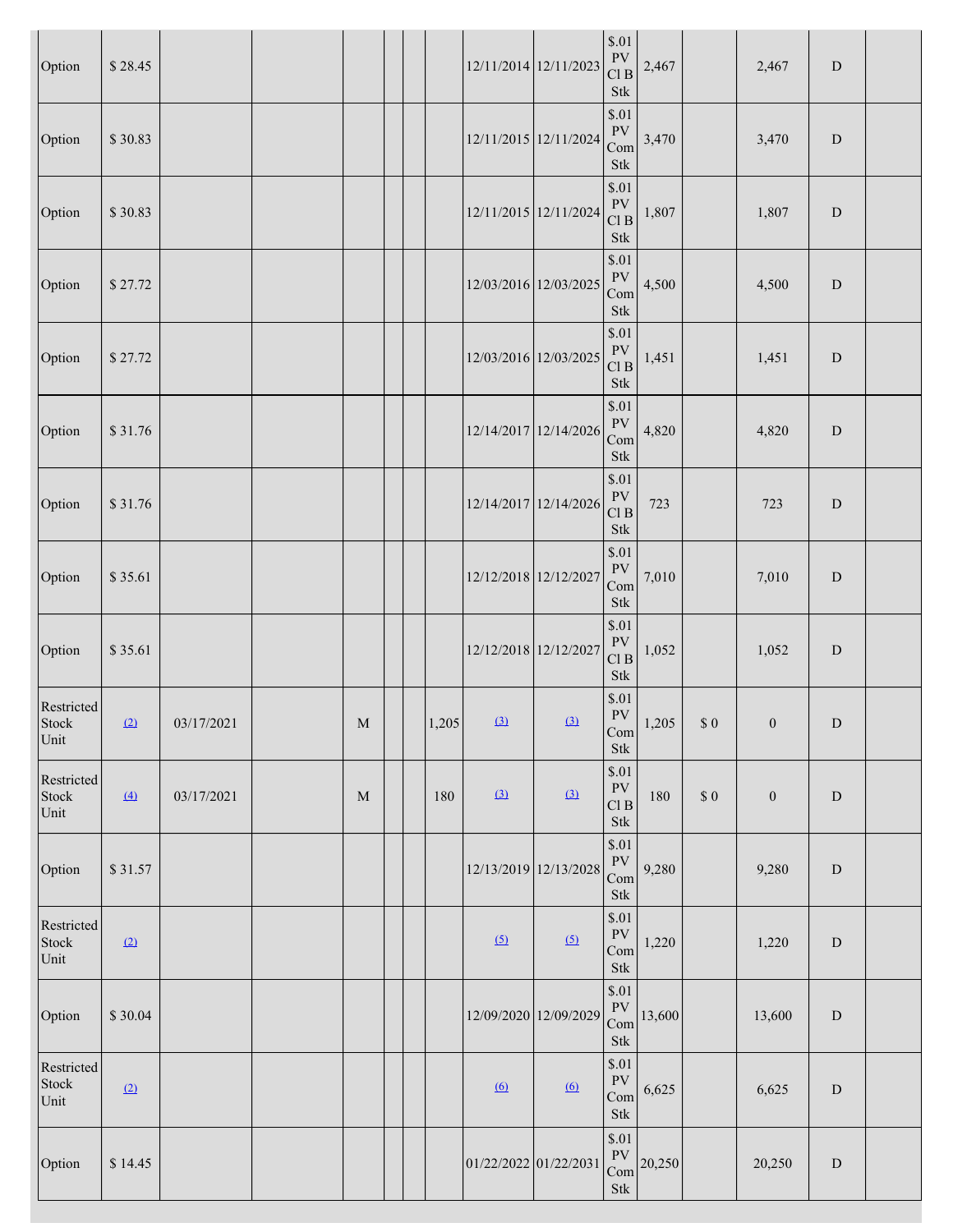| | | | | | | | | | | | | | | | |
|---|---|---|---|---|---|---|---|---|---|---|---|---|---|---|---|
| Option | $ 28.45 | | | | | | | 12/11/2014 | 12/11/2023 | $.01 PV Cl B Stk | 2,467 | | 2,467 | D | |
| Option | $ 30.83 | | | | | | | 12/11/2015 | 12/11/2024 | $.01 PV Com Stk | 3,470 | | 3,470 | D | |
| Option | $ 30.83 | | | | | | | 12/11/2015 | 12/11/2024 | $.01 PV Cl B Stk | 1,807 | | 1,807 | D | |
| Option | $ 27.72 | | | | | | | 12/03/2016 | 12/03/2025 | $.01 PV Com Stk | 4,500 | | 4,500 | D | |
| Option | $ 27.72 | | | | | | | 12/03/2016 | 12/03/2025 | $.01 PV Cl B Stk | 1,451 | | 1,451 | D | |
| Option | $ 31.76 | | | | | | | 12/14/2017 | 12/14/2026 | $.01 PV Com Stk | 4,820 | | 4,820 | D | |
| Option | $ 31.76 | | | | | | | 12/14/2017 | 12/14/2026 | $.01 PV Cl B Stk | 723 | | 723 | D | |
| Option | $ 35.61 | | | | | | | 12/12/2018 | 12/12/2027 | $.01 PV Com Stk | 7,010 | | 7,010 | D | |
| Option | $ 35.61 | | | | | | | 12/12/2018 | 12/12/2027 | $.01 PV Cl B Stk | 1,052 | | 1,052 | D | |
| Restricted Stock Unit | (2) | 03/17/2021 | | M | | | 1,205 | (3) | (3) | $.01 PV Com Stk | 1,205 | $ 0 | 0 | D | |
| Restricted Stock Unit | (4) | 03/17/2021 | | M | | | 180 | (3) | (3) | $.01 PV Cl B Stk | 180 | $ 0 | 0 | D | |
| Option | $ 31.57 | | | | | | | 12/13/2019 | 12/13/2028 | $.01 PV Com Stk | 9,280 | | 9,280 | D | |
| Restricted Stock Unit | (2) | | | | | | | (5) | (5) | $.01 PV Com Stk | 1,220 | | 1,220 | D | |
| Option | $ 30.04 | | | | | | | 12/09/2020 | 12/09/2029 | $.01 PV Com Stk | 13,600 | | 13,600 | D | |
| Restricted Stock Unit | (2) | | | | | | | (6) | (6) | $.01 PV Com Stk | 6,625 | | 6,625 | D | |
| Option | $ 14.45 | | | | | | | 01/22/2022 | 01/22/2031 | $.01 PV Com Stk | 20,250 | | 20,250 | D | |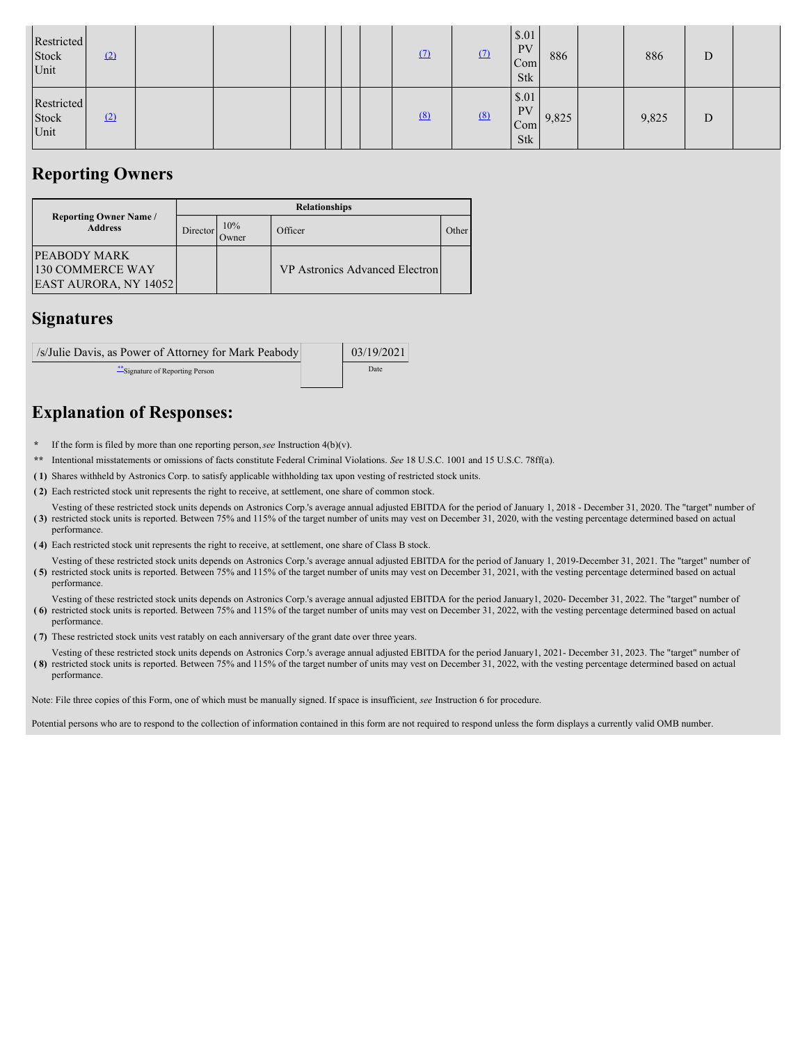| | | | | | | | | | | | | | | |
|---|---|---|---|---|---|---|---|---|---|---|---|---|---|---|
| Restricted Stock Unit | (2) | | | | | | | (7) | (7) | $.01 PV Com Stk | 886 | | 886 | D | |
| Restricted Stock Unit | (2) | | | | | | | (8) | (8) | $.01 PV Com Stk | 9,825 | | 9,825 | D | |

## Reporting Owners

| Reporting Owner Name / Address | Relationships | | | |
|---|---|---|---|---|
| | Director | 10% Owner | Officer | Other |
| PEABODY MARK<br>130 COMMERCE WAY<br>EAST AURORA, NY 14052 | | | VP Astronics Advanced Electron | |

## Signatures

| | | |
|---|---|---|
| /s/Julie Davis, as Power of Attorney for Mark Peabody | | 03/19/2021 |
| **Signature of Reporting Person | | Date |

## Explanation of Responses:

- \* If the form is filed by more than one reporting person, *see* Instruction 4(b)(v).
- ** Intentional misstatements or omissions of facts constitute Federal Criminal Violations. *See* 18 U.S.C. 1001 and 15 U.S.C. 78ff(a).
- ( 1) Shares withheld by Astronics Corp. to satisfy applicable withholding tax upon vesting of restricted stock units.
- ( 2) Each restricted stock unit represents the right to receive, at settlement, one share of common stock.
- ( 3) Vesting of these restricted stock units depends on Astronics Corp.'s average annual adjusted EBITDA for the period of January 1, 2018 - December 31, 2020. The "target" number of restricted stock units is reported. Between 75% and 115% of the target number of units may vest on December 31, 2020, with the vesting percentage determined based on actual performance.
- ( 4) Each restricted stock unit represents the right to receive, at settlement, one share of Class B stock.
- ( 5) Vesting of these restricted stock units depends on Astronics Corp.'s average annual adjusted EBITDA for the period of January 1, 2019-December 31, 2021. The "target" number of restricted stock units is reported. Between 75% and 115% of the target number of units may vest on December 31, 2021, with the vesting percentage determined based on actual performance.
- ( 6) Vesting of these restricted stock units depends on Astronics Corp.'s average annual adjusted EBITDA for the period January1, 2020- December 31, 2022. The "target" number of restricted stock units is reported. Between 75% and 115% of the target number of units may vest on December 31, 2022, with the vesting percentage determined based on actual performance.
- ( 7) These restricted stock units vest ratably on each anniversary of the grant date over three years.
- ( 8) Vesting of these restricted stock units depends on Astronics Corp.'s average annual adjusted EBITDA for the period January1, 2021- December 31, 2023. The "target" number of restricted stock units is reported. Between 75% and 115% of the target number of units may vest on December 31, 2022, with the vesting percentage determined based on actual performance.

Note: File three copies of this Form, one of which must be manually signed. If space is insufficient, *see* Instruction 6 for procedure.

Potential persons who are to respond to the collection of information contained in this form are not required to respond unless the form displays a currently valid OMB number.